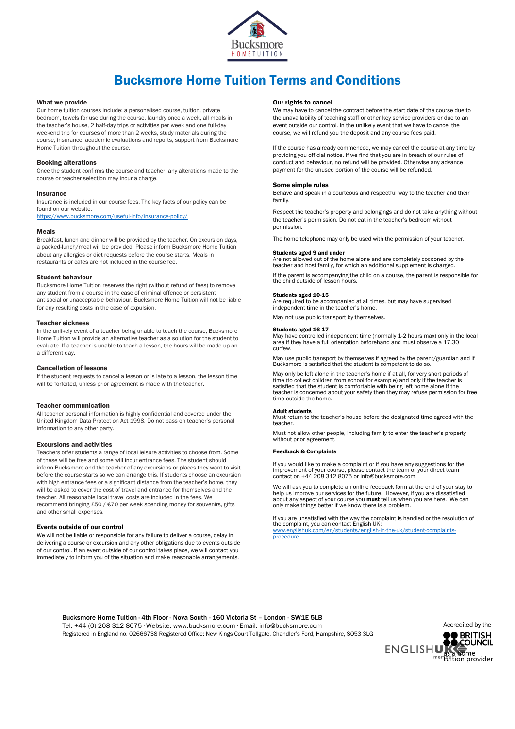# Bucksmore Home Tuition Terms and Conditions

## What we provide

Our home tuition courses include: a personalised course, tuition, private bedroom, towels for use during the course, laundry once a week, all meals in the teacher's house, 2 half-day trips or activities per week and one full-day weekend trip for courses of more than 2 weeks, study materials during the course, insurance, academic evaluations and reports, support from Bucksmore Home Tuition throughout the course.

## Booking alterations

Once the student confirms the course and teacher, any alterations made to the course or teacher selection may incur a charge.

## Insurance

Insurance is included in our course fees. The key facts of our policy can be found on our website.
https://www.bucksmore.com/useful-info/insurance-policy/

## Meals

Breakfast, lunch and dinner will be provided by the teacher. On excursion days, a packed-lunch/meal will be provided. Please inform Bucksmore Home Tuition about any allergies or diet requests before the course starts. Meals in restaurants or cafes are not included in the course fee.

## Student behaviour

Bucksmore Home Tuition reserves the right (without refund of fees) to remove any student from a course in the case of criminal offence or persistent antisocial or unacceptable behaviour. Bucksmore Home Tuition will not be liable for any resulting costs in the case of expulsion.

## Teacher sickness

In the unlikely event of a teacher being unable to teach the course, Bucksmore Home Tuition will provide an alternative teacher as a solution for the student to evaluate. If a teacher is unable to teach a lesson, the hours will be made up on a different day.

## Cancellation of lessons

If the student requests to cancel a lesson or is late to a lesson, the lesson time will be forfeited, unless prior agreement is made with the teacher.

## Teacher communication

All teacher personal information is highly confidential and covered under the United Kingdom Data Protection Act 1998. Do not pass on teacher's personal information to any other party.

## Excursions and activities

Teachers offer students a range of local leisure activities to choose from. Some of these will be free and some will incur entrance fees. The student should inform Bucksmore and the teacher of any excursions or places they want to visit before the course starts so we can arrange this. If students choose an excursion with high entrance fees or a significant distance from the teacher's home, they will be asked to cover the cost of travel and entrance for themselves and the teacher. All reasonable local travel costs are included in the fees. We recommend bringing £50 / €70 per week spending money for souvenirs, gifts and other small expenses.

## Events outside of our control

We will not be liable or responsible for any failure to deliver a course, delay in delivering a course or excursion and any other obligations due to events outside of our control. If an event outside of our control takes place, we will contact you immediately to inform you of the situation and make reasonable arrangements.

## Our rights to cancel

We may have to cancel the contract before the start date of the course due to the unavailability of teaching staff or other key service providers or due to an event outside our control. In the unlikely event that we have to cancel the course, we will refund you the deposit and any course fees paid.

If the course has already commenced, we may cancel the course at any time by providing you official notice. If we find that you are in breach of our rules of conduct and behaviour, no refund will be provided. Otherwise any advance payment for the unused portion of the course will be refunded.

## Some simple rules

Behave and speak in a courteous and respectful way to the teacher and their family.

Respect the teacher's property and belongings and do not take anything without the teacher's permission. Do not eat in the teacher's bedroom without permission.

The home telephone may only be used with the permission of your teacher.

### Students aged 9 and under

Are not allowed out of the home alone and are completely cocooned by the teacher and host family, for which an additional supplement is charged.

If the parent is accompanying the child on a course, the parent is responsible for the child outside of lesson hours.

### Students aged 10-15

Are required to be accompanied at all times, but may have supervised independent time in the teacher's home.

May not use public transport by themselves.

### Students aged 16-17

May have controlled independent time (normally 1-2 hours max) only in the local area if they have a full orientation beforehand and must observe a 17.30 curfew.

May use public transport by themselves if agreed by the parent/guardian and if Bucksmore is satisfied that the student is competent to do so.

May only be left alone in the teacher's home if at all, for very short periods of time (to collect children from school for example) and only if the teacher is satisfied that the student is comfortable with being left home alone If the teacher is concerned about your safety then they may refuse permission for free time outside the home.

### Adult students

Must return to the teacher's house before the designated time agreed with the teacher.

Must not allow other people, including family to enter the teacher's property without prior agreement.

### Feedback & Complaints

If you would like to make a complaint or if you have any suggestions for the improvement of your course, please contact the team or your direct team contact on +44 208 312 8075 or info@bucksmore.com

We will ask you to complete an online feedback form at the end of your stay to help us improve our services for the future. However, if you are dissatisfied about any aspect of your course you **must** tell us when you are here. We can only make things better if we know there is a problem.

If you are unsatisfied with the way the complaint is handled or the resolution of the complaint, you can contact English UK:
www.englishuk.com/en/students/english-in-the-uk/student-complaints-procedure

Bucksmore Home Tuition · 4th Floor - Nova South - 160 Victoria St – London - SW1E 5LB
Tel: +44 (0) 208 312 8075 · Website: www.bucksmore.com · Email: info@bucksmore.com
Registered in England no. 02666738 Registered Office: New Kings Court Tollgate, Chandler's Ford, Hampshire, SO53 3LG

Accredited by the British Council as a home tuition provider

English UK member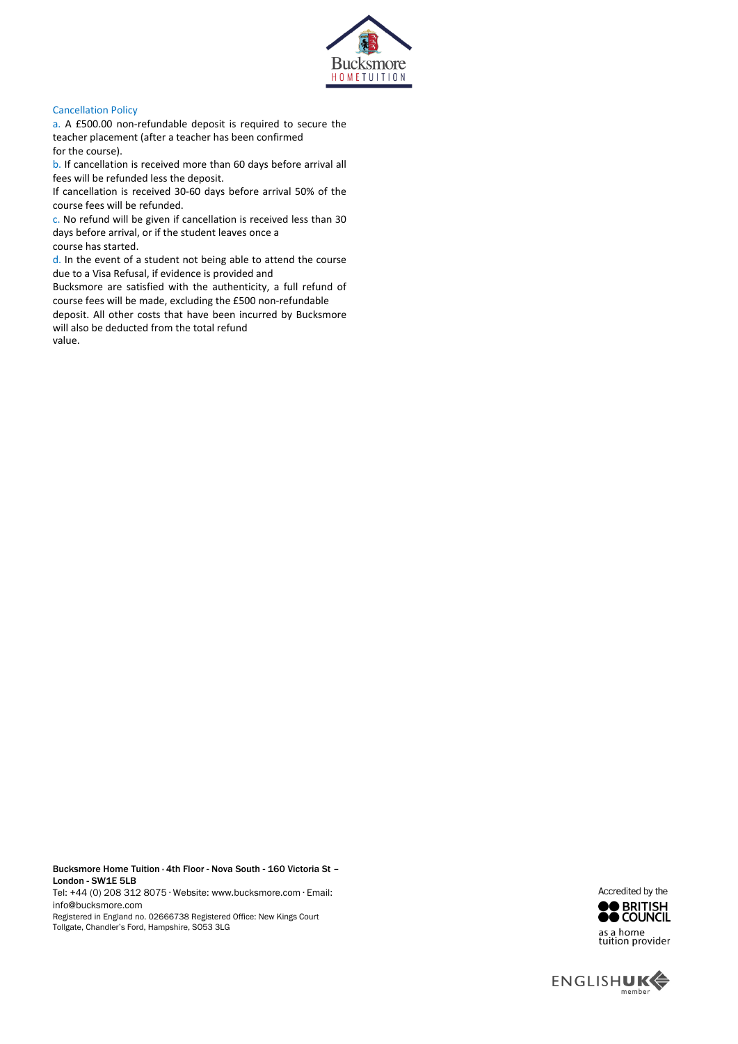## Cancellation Policy

a. A £500.00 non-refundable deposit is required to secure the teacher placement (after a teacher has been confirmed for the course).

b. If cancellation is received more than 60 days before arrival all fees will be refunded less the deposit.
If cancellation is received 30-60 days before arrival 50% of the course fees will be refunded.

c. No refund will be given if cancellation is received less than 30 days before arrival, or if the student leaves once a course has started.

d. In the event of a student not being able to attend the course due to a Visa Refusal, if evidence is provided and Bucksmore are satisfied with the authenticity, a full refund of course fees will be made, excluding the £500 non-refundable deposit. All other costs that have been incurred by Bucksmore will also be deducted from the total refund value.

**Bucksmore Home Tuition · 4th Floor - Nova South - 160 Victoria St – London - SW1E 5LB**
Tel: +44 (0) 208 312 8075 · Website: www.bucksmore.com · Email: info@bucksmore.com
Registered in England no. 02666738 Registered Office: New Kings Court Tollgate, Chandler's Ford, Hampshire, SO53 3LG

Accredited by the BRITISH COUNCIL as a home tuition provider

ENGLISHUK member